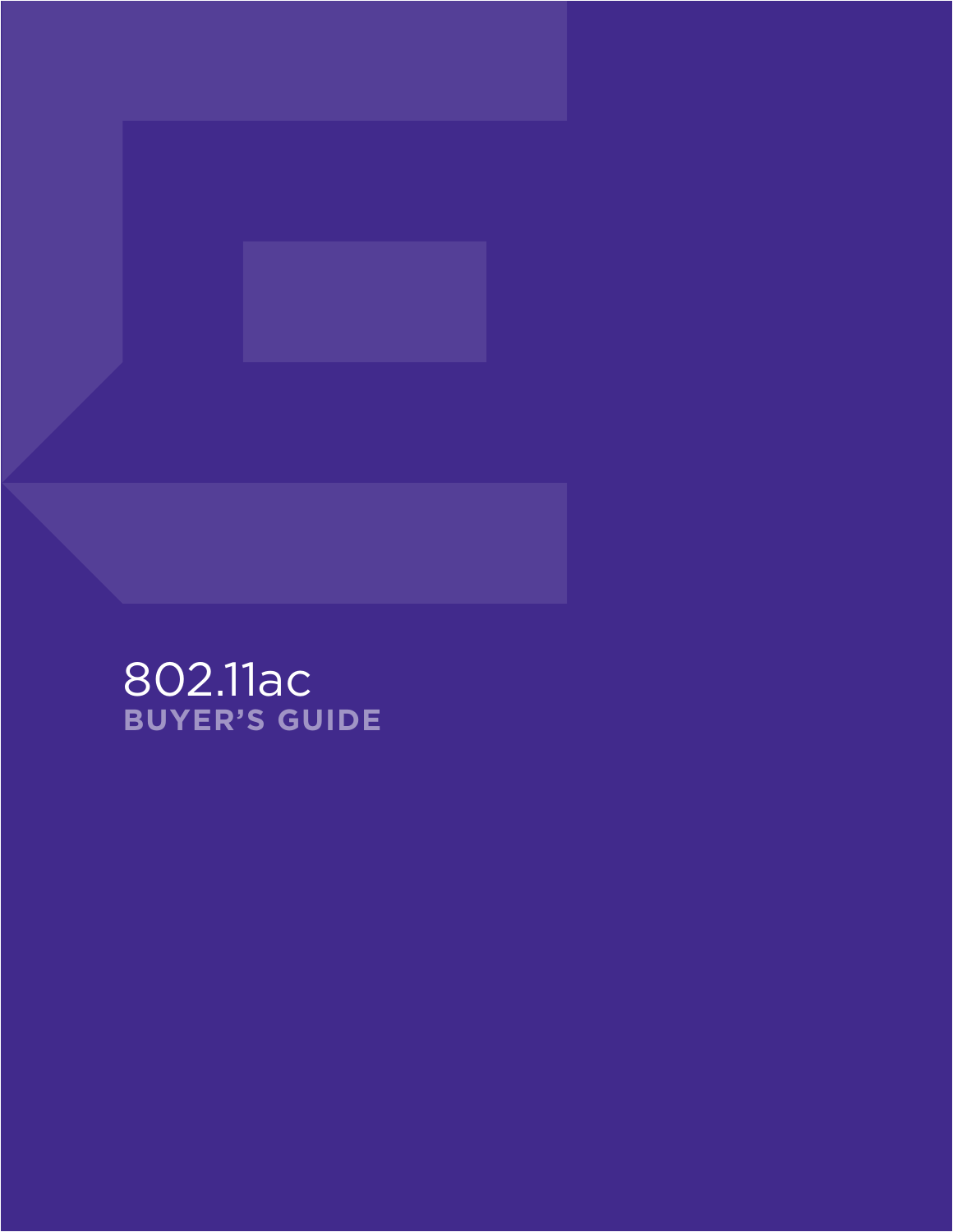# 802.11ac

## BUYER'S GUIDE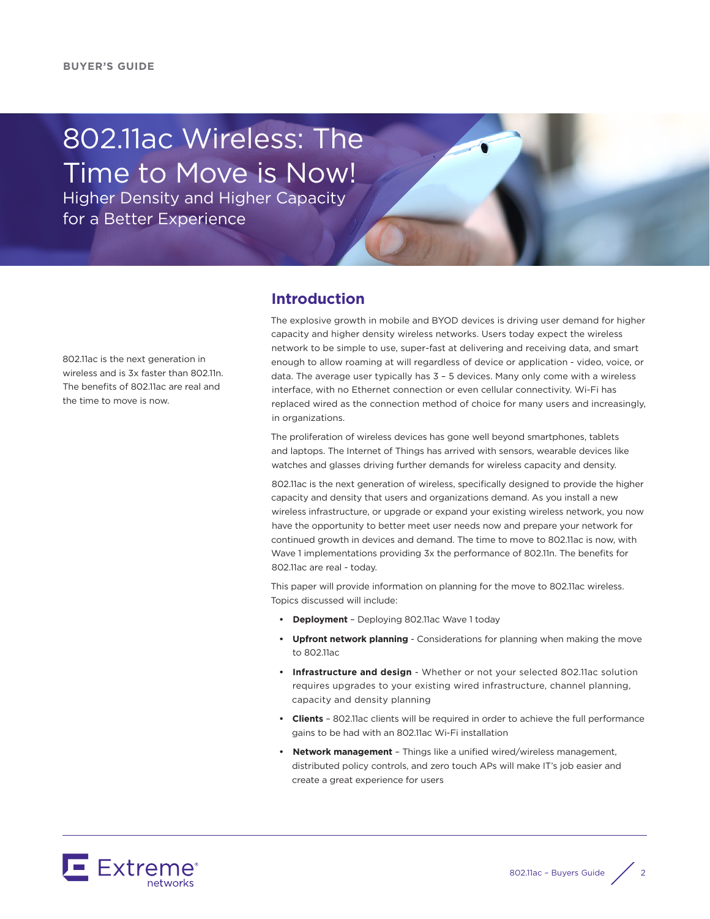BUYER'S GUIDE

# 802.11ac Wireless: The Time to Move is Now!

## Higher Density and Higher Capacity for a Better Experience

802.11ac is the next generation in wireless and is 3x faster than 802.11n. The benefits of 802.11ac are real and the time to move is now.

## Introduction

The explosive growth in mobile and BYOD devices is driving user demand for higher capacity and higher density wireless networks. Users today expect the wireless network to be simple to use, super-fast at delivering and receiving data, and smart enough to allow roaming at will regardless of device or application - video, voice, or data. The average user typically has 3 – 5 devices. Many only come with a wireless interface, with no Ethernet connection or even cellular connectivity. Wi-Fi has replaced wired as the connection method of choice for many users and increasingly, in organizations.

The proliferation of wireless devices has gone well beyond smartphones, tablets and laptops. The Internet of Things has arrived with sensors, wearable devices like watches and glasses driving further demands for wireless capacity and density.

802.11ac is the next generation of wireless, specifically designed to provide the higher capacity and density that users and organizations demand. As you install a new wireless infrastructure, or upgrade or expand your existing wireless network, you now have the opportunity to better meet user needs now and prepare your network for continued growth in devices and demand. The time to move to 802.11ac is now, with Wave 1 implementations providing 3x the performance of 802.11n. The benefits for 802.11ac are real - today.

This paper will provide information on planning for the move to 802.11ac wireless. Topics discussed will include:

- **Deployment** – Deploying 802.11ac Wave 1 today
- **Upfront network planning** - Considerations for planning when making the move to 802.11ac
- **Infrastructure and design** - Whether or not your selected 802.11ac solution requires upgrades to your existing wired infrastructure, channel planning, capacity and density planning
- **Clients** – 802.11ac clients will be required in order to achieve the full performance gains to be had with an 802.11ac Wi-Fi installation
- **Network management** – Things like a unified wired/wireless management, distributed policy controls, and zero touch APs will make IT's job easier and create a great experience for users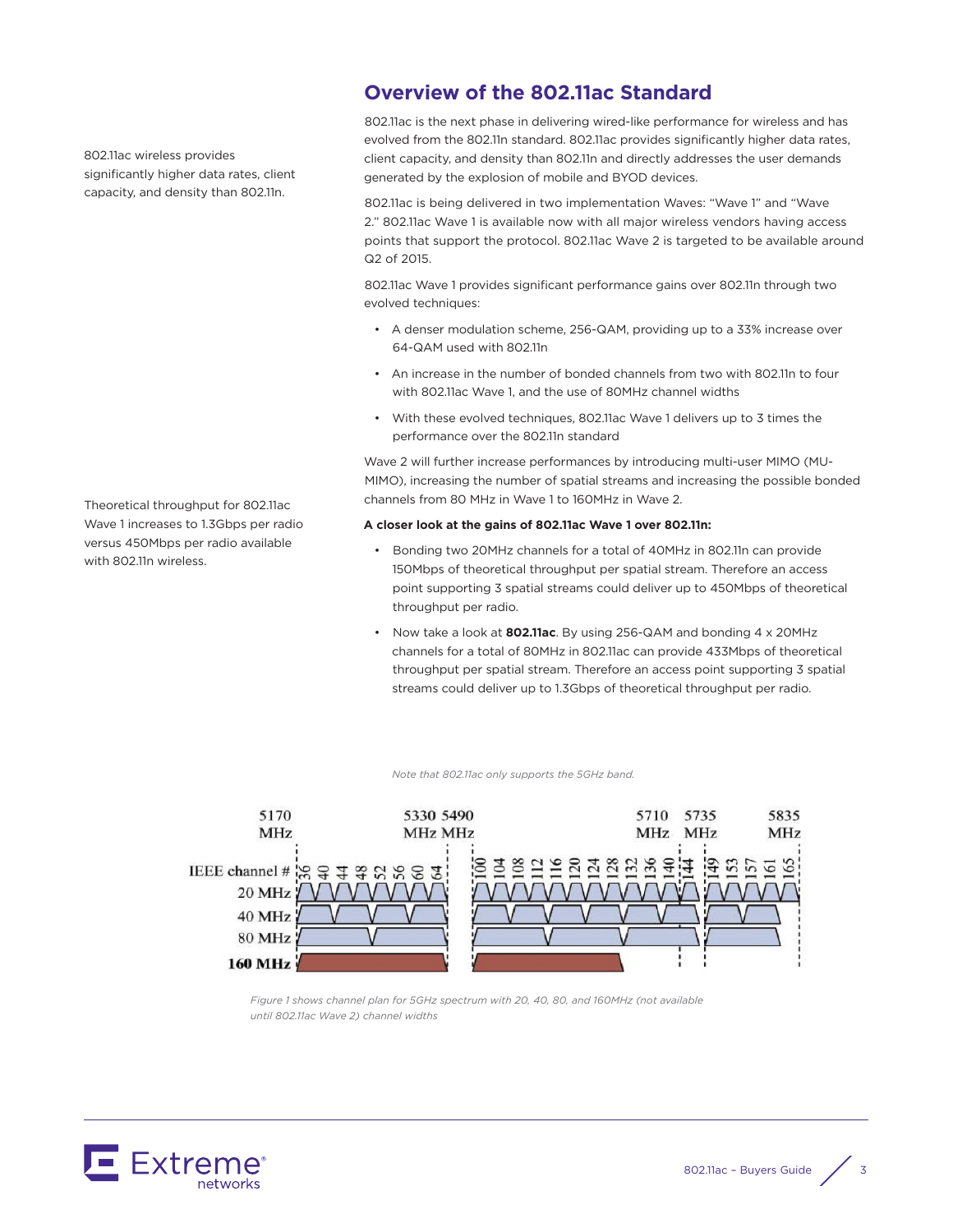## Overview of the 802.11ac Standard

802.11ac wireless provides significantly higher data rates, client capacity, and density than 802.11n.

802.11ac is the next phase in delivering wired-like performance for wireless and has evolved from the 802.11n standard. 802.11ac provides significantly higher data rates, client capacity, and density than 802.11n and directly addresses the user demands generated by the explosion of mobile and BYOD devices.

802.11ac is being delivered in two implementation Waves: "Wave 1" and "Wave 2." 802.11ac Wave 1 is available now with all major wireless vendors having access points that support the protocol. 802.11ac Wave 2 is targeted to be available around Q2 of 2015.

802.11ac Wave 1 provides significant performance gains over 802.11n through two evolved techniques:

- A denser modulation scheme, 256-QAM, providing up to a 33% increase over 64-QAM used with 802.11n
- An increase in the number of bonded channels from two with 802.11n to four with 802.11ac Wave 1, and the use of 80MHz channel widths
- With these evolved techniques, 802.11ac Wave 1 delivers up to 3 times the performance over the 802.11n standard

Wave 2 will further increase performances by introducing multi-user MIMO (MU-MIMO), increasing the number of spatial streams and increasing the possible bonded channels from 80 MHz in Wave 1 to 160MHz in Wave 2.

Theoretical throughput for 802.11ac Wave 1 increases to 1.3Gbps per radio versus 450Mbps per radio available with 802.11n wireless.

**A closer look at the gains of 802.11ac Wave 1 over 802.11n:**

- Bonding two 20MHz channels for a total of 40MHz in 802.11n can provide 150Mbps of theoretical throughput per spatial stream. Therefore an access point supporting 3 spatial streams could deliver up to 450Mbps of theoretical throughput per radio.
- Now take a look at **802.11ac**. By using 256-QAM and bonding 4 x 20MHz channels for a total of 80MHz in 802.11ac can provide 433Mbps of theoretical throughput per spatial stream. Therefore an access point supporting 3 spatial streams could deliver up to 1.3Gbps of theoretical throughput per radio.

*Note that 802.11ac only supports the 5GHz band.*

*Figure 1 shows channel plan for 5GHz spectrum with 20, 40, 80, and 160MHz (not available until 802.11ac Wave 2) channel widths*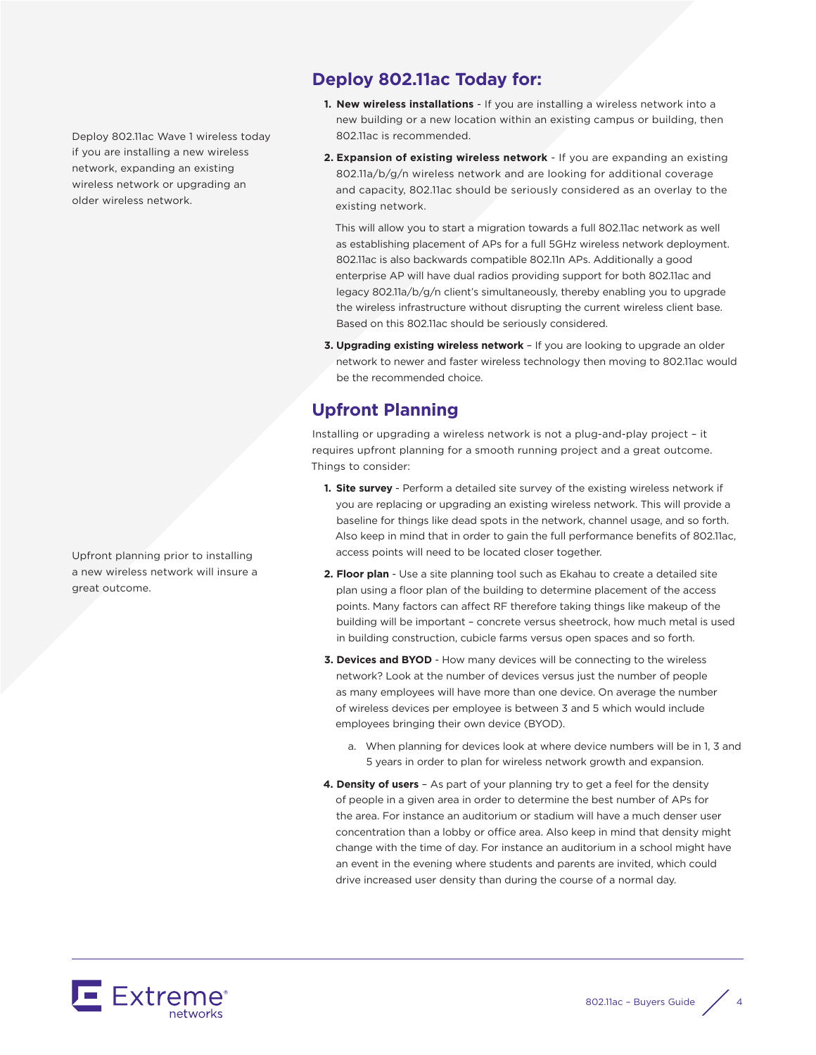Deploy 802.11ac Wave 1 wireless today if you are installing a new wireless network, expanding an existing wireless network or upgrading an older wireless network.

## Deploy 802.11ac Today for:

1. **New wireless installations** - If you are installing a wireless network into a new building or a new location within an existing campus or building, then 802.11ac is recommended.
2. **Expansion of existing wireless network** - If you are expanding an existing 802.11a/b/g/n wireless network and are looking for additional coverage and capacity, 802.11ac should be seriously considered as an overlay to the existing network.

   This will allow you to start a migration towards a full 802.11ac network as well as establishing placement of APs for a full 5GHz wireless network deployment. 802.11ac is also backwards compatible 802.11n APs. Additionally a good enterprise AP will have dual radios providing support for both 802.11ac and legacy 802.11a/b/g/n client's simultaneously, thereby enabling you to upgrade the wireless infrastructure without disrupting the current wireless client base. Based on this 802.11ac should be seriously considered.
3. **Upgrading existing wireless network** – If you are looking to upgrade an older network to newer and faster wireless technology then moving to 802.11ac would be the recommended choice.

Upfront planning prior to installing a new wireless network will insure a great outcome.

## Upfront Planning

Installing or upgrading a wireless network is not a plug-and-play project – it requires upfront planning for a smooth running project and a great outcome. Things to consider:

1. **Site survey** - Perform a detailed site survey of the existing wireless network if you are replacing or upgrading an existing wireless network. This will provide a baseline for things like dead spots in the network, channel usage, and so forth. Also keep in mind that in order to gain the full performance benefits of 802.11ac, access points will need to be located closer together.
2. **Floor plan** - Use a site planning tool such as Ekahau to create a detailed site plan using a floor plan of the building to determine placement of the access points. Many factors can affect RF therefore taking things like makeup of the building will be important – concrete versus sheetrock, how much metal is used in building construction, cubicle farms versus open spaces and so forth.
3. **Devices and BYOD** - How many devices will be connecting to the wireless network? Look at the number of devices versus just the number of people as many employees will have more than one device. On average the number of wireless devices per employee is between 3 and 5 which would include employees bringing their own device (BYOD).
   a. When planning for devices look at where device numbers will be in 1, 3 and 5 years in order to plan for wireless network growth and expansion.
4. **Density of users** – As part of your planning try to get a feel for the density of people in a given area in order to determine the best number of APs for the area. For instance an auditorium or stadium will have a much denser user concentration than a lobby or office area. Also keep in mind that density might change with the time of day. For instance an auditorium in a school might have an event in the evening where students and parents are invited, which could drive increased user density than during the course of a normal day.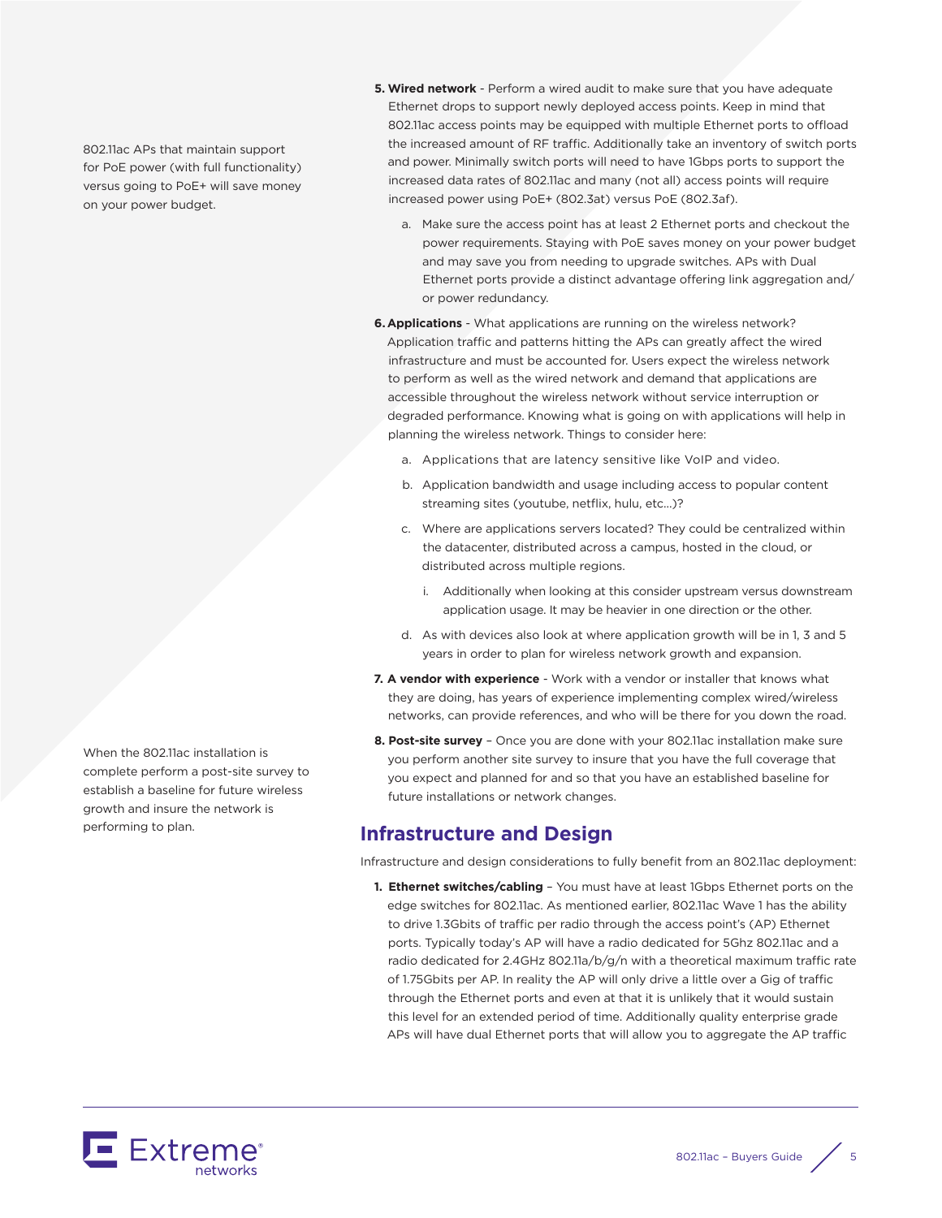802.11ac APs that maintain support for PoE power (with full functionality) versus going to PoE+ will save money on your power budget.

5. **Wired network** - Perform a wired audit to make sure that you have adequate Ethernet drops to support newly deployed access points. Keep in mind that 802.11ac access points may be equipped with multiple Ethernet ports to offload the increased amount of RF traffic. Additionally take an inventory of switch ports and power. Minimally switch ports will need to have 1Gbps ports to support the increased data rates of 802.11ac and many (not all) access points will require increased power using PoE+ (802.3at) versus PoE (802.3af).
   a. Make sure the access point has at least 2 Ethernet ports and checkout the power requirements. Staying with PoE saves money on your power budget and may save you from needing to upgrade switches. APs with Dual Ethernet ports provide a distinct advantage offering link aggregation and/or power redundancy.
6. **Applications** - What applications are running on the wireless network? Application traffic and patterns hitting the APs can greatly affect the wired infrastructure and must be accounted for. Users expect the wireless network to perform as well as the wired network and demand that applications are accessible throughout the wireless network without service interruption or degraded performance. Knowing what is going on with applications will help in planning the wireless network. Things to consider here:
   a. Applications that are latency sensitive like VoIP and video.
   b. Application bandwidth and usage including access to popular content streaming sites (youtube, netflix, hulu, etc...)?
   c. Where are applications servers located? They could be centralized within the datacenter, distributed across a campus, hosted in the cloud, or distributed across multiple regions.
      i. Additionally when looking at this consider upstream versus downstream application usage. It may be heavier in one direction or the other.
   d. As with devices also look at where application growth will be in 1, 3 and 5 years in order to plan for wireless network growth and expansion.
7. **A vendor with experience** - Work with a vendor or installer that knows what they are doing, has years of experience implementing complex wired/wireless networks, can provide references, and who will be there for you down the road.
8. **Post-site survey** – Once you are done with your 802.11ac installation make sure you perform another site survey to insure that you have the full coverage that you expect and planned for and so that you have an established baseline for future installations or network changes.

When the 802.11ac installation is complete perform a post-site survey to establish a baseline for future wireless growth and insure the network is performing to plan.

## Infrastructure and Design

Infrastructure and design considerations to fully benefit from an 802.11ac deployment:

1. **Ethernet switches/cabling** – You must have at least 1Gbps Ethernet ports on the edge switches for 802.11ac. As mentioned earlier, 802.11ac Wave 1 has the ability to drive 1.3Gbits of traffic per radio through the access point's (AP) Ethernet ports. Typically today's AP will have a radio dedicated for 5Ghz 802.11ac and a radio dedicated for 2.4GHz 802.11a/b/g/n with a theoretical maximum traffic rate of 1.75Gbits per AP. In reality the AP will only drive a little over a Gig of traffic through the Ethernet ports and even at that it is unlikely that it would sustain this level for an extended period of time. Additionally quality enterprise grade APs will have dual Ethernet ports that will allow you to aggregate the AP traffic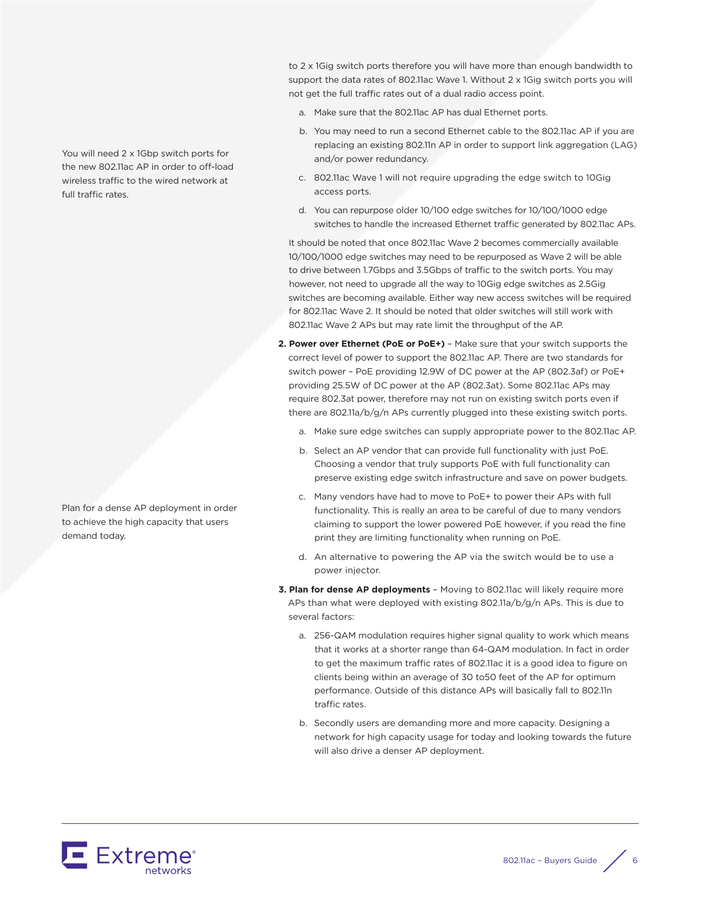to 2 x 1Gig switch ports therefore you will have more than enough bandwidth to support the data rates of 802.11ac Wave 1. Without 2 x 1Gig switch ports you will not get the full traffic rates out of a dual radio access point.

You will need 2 x 1Gbp switch ports for the new 802.11ac AP in order to off-load wireless traffic to the wired network at full traffic rates.

   a. Make sure that the 802.11ac AP has dual Ethernet ports.

   b. You may need to run a second Ethernet cable to the 802.11ac AP if you are replacing an existing 802.11n AP in order to support link aggregation (LAG) and/or power redundancy.

   c. 802.11ac Wave 1 will not require upgrading the edge switch to 10Gig access ports.

   d. You can repurpose older 10/100 edge switches for 10/100/1000 edge switches to handle the increased Ethernet traffic generated by 802.11ac APs.

It should be noted that once 802.11ac Wave 2 becomes commercially available 10/100/1000 edge switches may need to be repurposed as Wave 2 will be able to drive between 1.7Gbps and 3.5Gbps of traffic to the switch ports. You may however, not need to upgrade all the way to 10Gig edge switches as 2.5Gig switches are becoming available. Either way new access switches will be required for 802.11ac Wave 2. It should be noted that older switches will still work with 802.11ac Wave 2 APs but may rate limit the throughput of the AP.

2. **Power over Ethernet (PoE or PoE+)** – Make sure that your switch supports the correct level of power to support the 802.11ac AP. There are two standards for switch power – PoE providing 12.9W of DC power at the AP (802.3af) or PoE+ providing 25.5W of DC power at the AP (802.3at). Some 802.11ac APs may require 802.3at power, therefore may not run on existing switch ports even if there are 802.11a/b/g/n APs currently plugged into these existing switch ports.

   a. Make sure edge switches can supply appropriate power to the 802.11ac AP.

   b. Select an AP vendor that can provide full functionality with just PoE. Choosing a vendor that truly supports PoE with full functionality can preserve existing edge switch infrastructure and save on power budgets.

   c. Many vendors have had to move to PoE+ to power their APs with full functionality. This is really an area to be careful of due to many vendors claiming to support the lower powered PoE however, if you read the fine print they are limiting functionality when running on PoE.

   d. An alternative to powering the AP via the switch would be to use a power injector.

Plan for a dense AP deployment in order to achieve the high capacity that users demand today.

3. **Plan for dense AP deployments** – Moving to 802.11ac will likely require more APs than what were deployed with existing 802.11a/b/g/n APs. This is due to several factors:

   a. 256-QAM modulation requires higher signal quality to work which means that it works at a shorter range than 64-QAM modulation. In fact in order to get the maximum traffic rates of 802.11ac it is a good idea to figure on clients being within an average of 30 to50 feet of the AP for optimum performance. Outside of this distance APs will basically fall to 802.11n traffic rates.

   b. Secondly users are demanding more and more capacity. Designing a network for high capacity usage for today and looking towards the future will also drive a denser AP deployment.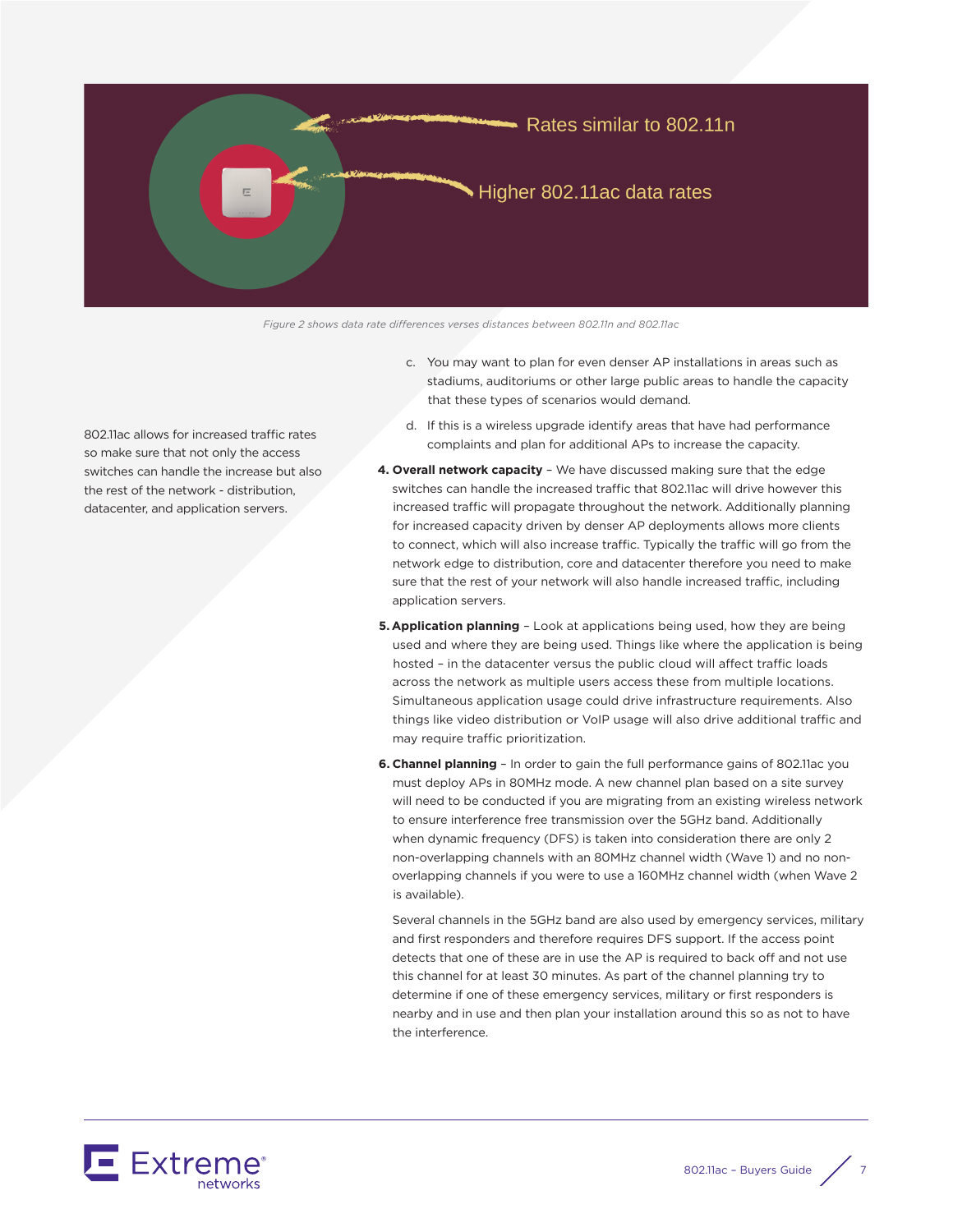Rates similar to 802.11n

Higher 802.11ac data rates

*Figure 2 shows data rate differences verses distances between 802.11n and 802.11ac*

802.11ac allows for increased traffic rates so make sure that not only the access switches can handle the increase but also the rest of the network - distribution, datacenter, and application servers.

c. You may want to plan for even denser AP installations in areas such as stadiums, auditoriums or other large public areas to handle the capacity that these types of scenarios would demand.

d. If this is a wireless upgrade identify areas that have had performance complaints and plan for additional APs to increase the capacity.

4. **Overall network capacity** – We have discussed making sure that the edge switches can handle the increased traffic that 802.11ac will drive however this increased traffic will propagate throughout the network. Additionally planning for increased capacity driven by denser AP deployments allows more clients to connect, which will also increase traffic. Typically the traffic will go from the network edge to distribution, core and datacenter therefore you need to make sure that the rest of your network will also handle increased traffic, including application servers.

5. **Application planning** – Look at applications being used, how they are being used and where they are being used. Things like where the application is being hosted – in the datacenter versus the public cloud will affect traffic loads across the network as multiple users access these from multiple locations. Simultaneous application usage could drive infrastructure requirements. Also things like video distribution or VoIP usage will also drive additional traffic and may require traffic prioritization.

6. **Channel planning** – In order to gain the full performance gains of 802.11ac you must deploy APs in 80MHz mode. A new channel plan based on a site survey will need to be conducted if you are migrating from an existing wireless network to ensure interference free transmission over the 5GHz band. Additionally when dynamic frequency (DFS) is taken into consideration there are only 2 non-overlapping channels with an 80MHz channel width (Wave 1) and no non-overlapping channels if you were to use a 160MHz channel width (when Wave 2 is available).

   Several channels in the 5GHz band are also used by emergency services, military and first responders and therefore requires DFS support. If the access point detects that one of these are in use the AP is required to back off and not use this channel for at least 30 minutes. As part of the channel planning try to determine if one of these emergency services, military or first responders is nearby and in use and then plan your installation around this so as not to have the interference.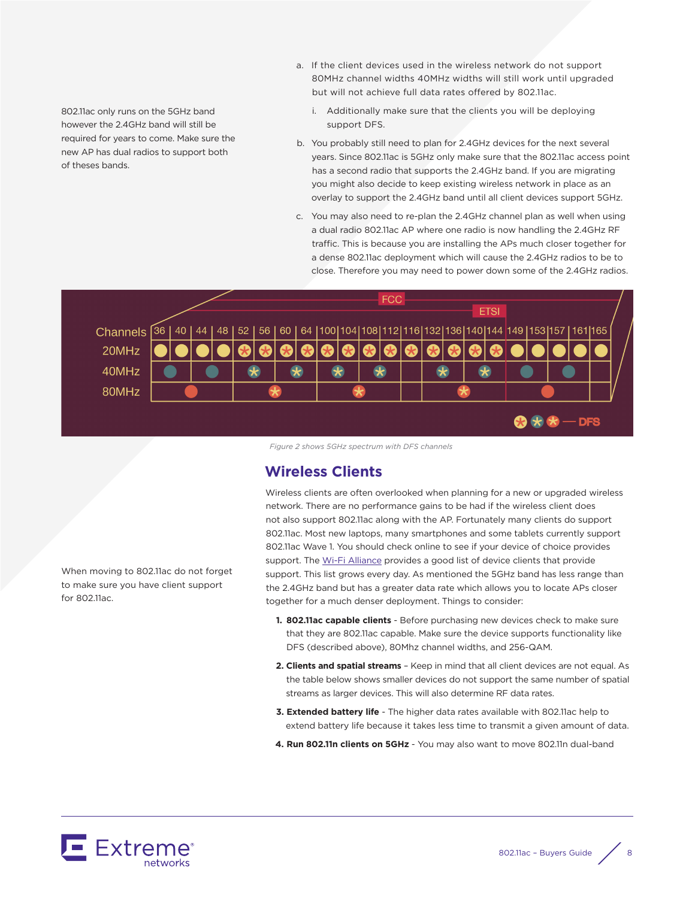802.11ac only runs on the 5GHz band however the 2.4GHz band will still be required for years to come. Make sure the new AP has dual radios to support both of theses bands.

a. If the client devices used in the wireless network do not support 80MHz channel widths 40MHz widths will still work until upgraded but will not achieve full data rates offered by 802.11ac.

   i. Additionally make sure that the clients you will be deploying support DFS.

b. You probably still need to plan for 2.4GHz devices for the next several years. Since 802.11ac is 5GHz only make sure that the 802.11ac access point has a second radio that supports the 2.4GHz band. If you are migrating you might also decide to keep existing wireless network in place as an overlay to support the 2.4GHz band until all client devices support 5GHz.

c. You may also need to re-plan the 2.4GHz channel plan as well when using a dual radio 802.11ac AP where one radio is now handling the 2.4GHz RF traffic. This is because you are installing the APs much closer together for a dense 802.11ac deployment which will cause the 2.4GHz radios to be to close. Therefore you may need to power down some of the 2.4GHz radios.

FCC | ETSI

| Channels | 36 | 40 | 44 | 48 | 52 | 56 | 60 | 64 | 100 | 104 | 108 | 112 | 116 | 132 | 136 | 140 | 144 | 149 | 153 | 157 | 161 | 165 |
|---|---|---|---|---|---|---|---|---|---|---|---|---|---|---|---|---|---|---|---|---|---|---|

20MHz, 40MHz, 80MHz — DFS

*Figure 2 shows 5GHz spectrum with DFS channels*

## Wireless Clients

When moving to 802.11ac do not forget to make sure you have client support for 802.11ac.

Wireless clients are often overlooked when planning for a new or upgraded wireless network. There are no performance gains to be had if the wireless client does not also support 802.11ac along with the AP. Fortunately many clients do support 802.11ac. Most new laptops, many smartphones and some tablets currently support 802.11ac Wave 1. You should check online to see if your device of choice provides support. The Wi-Fi Alliance provides a good list of device clients that provide support. This list grows every day. As mentioned the 5GHz band has less range than the 2.4GHz band but has a greater data rate which allows you to locate APs closer together for a much denser deployment. Things to consider:

1. **802.11ac capable clients** - Before purchasing new devices check to make sure that they are 802.11ac capable. Make sure the device supports functionality like DFS (described above), 80Mhz channel widths, and 256-QAM.

2. **Clients and spatial streams** – Keep in mind that all client devices are not equal. As the table below shows smaller devices do not support the same number of spatial streams as larger devices. This will also determine RF data rates.

3. **Extended battery life** - The higher data rates available with 802.11ac help to extend battery life because it takes less time to transmit a given amount of data.

4. **Run 802.11n clients on 5GHz** - You may also want to move 802.11n dual-band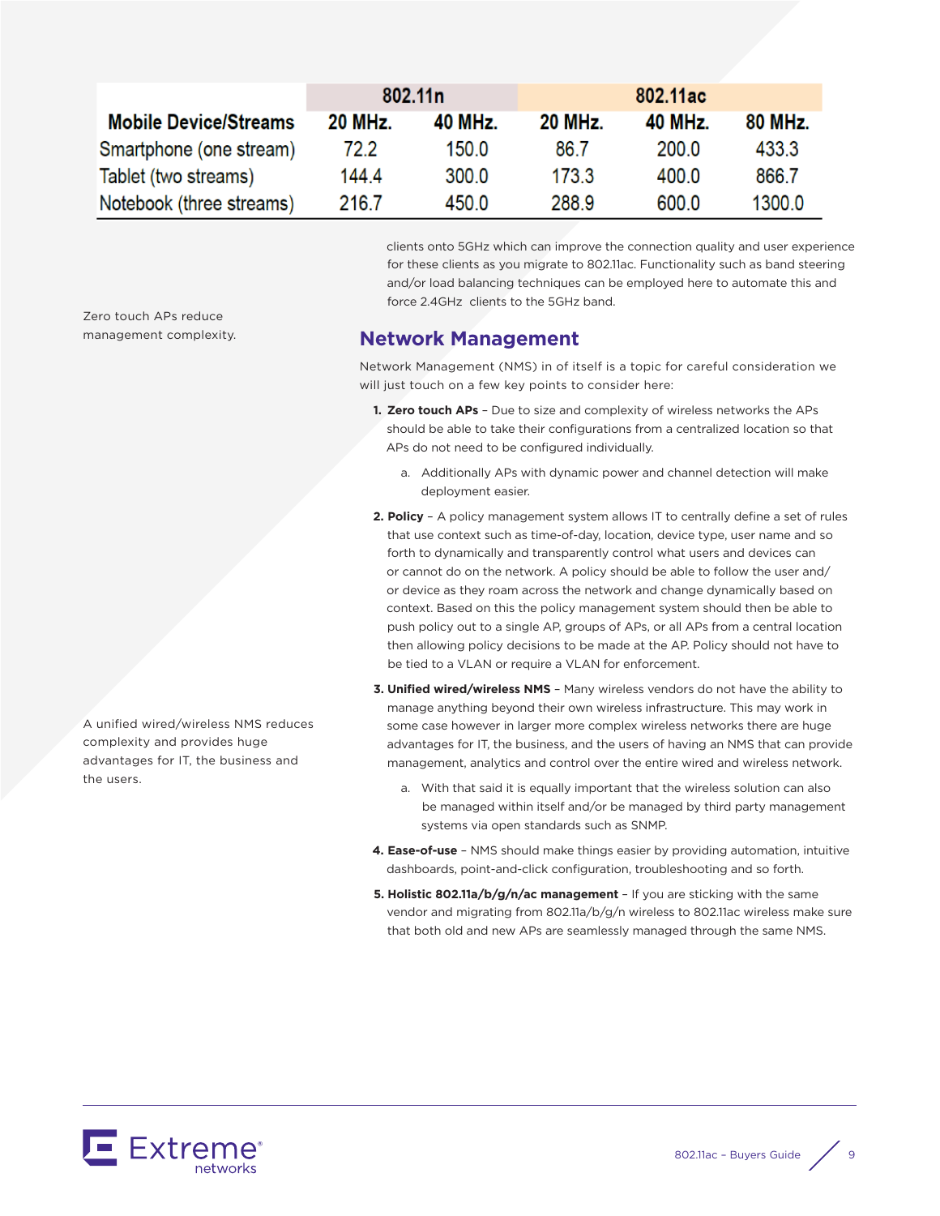| Mobile Device/Streams | 802.11n | | 802.11ac | | |
|---|---|---|---|---|---|
| | 20 MHz. | 40 MHz. | 20 MHz. | 40 MHz. | 80 MHz. |
| Smartphone (one stream) | 72.2 | 150.0 | 86.7 | 200.0 | 433.3 |
| Tablet (two streams) | 144.4 | 300.0 | 173.3 | 400.0 | 866.7 |
| Notebook (three streams) | 216.7 | 450.0 | 288.9 | 600.0 | 1300.0 |

clients onto 5GHz which can improve the connection quality and user experience for these clients as you migrate to 802.11ac. Functionality such as band steering and/or load balancing techniques can be employed here to automate this and force 2.4GHz clients to the 5GHz band.

## Network Management

Network Management (NMS) in of itself is a topic for careful consideration we will just touch on a few key points to consider here:

Zero touch APs reduce management complexity.

1. **Zero touch APs** – Due to size and complexity of wireless networks the APs should be able to take their configurations from a centralized location so that APs do not need to be configured individually.
   a. Additionally APs with dynamic power and channel detection will make deployment easier.
2. **Policy** – A policy management system allows IT to centrally define a set of rules that use context such as time-of-day, location, device type, user name and so forth to dynamically and transparently control what users and devices can or cannot do on the network. A policy should be able to follow the user and/or device as they roam across the network and change dynamically based on context. Based on this the policy management system should then be able to push policy out to a single AP, groups of APs, or all APs from a central location then allowing policy decisions to be made at the AP. Policy should not have to be tied to a VLAN or require a VLAN for enforcement.
3. **Unified wired/wireless NMS** – Many wireless vendors do not have the ability to manage anything beyond their own wireless infrastructure. This may work in some case however in larger more complex wireless networks there are huge advantages for IT, the business, and the users of having an NMS that can provide management, analytics and control over the entire wired and wireless network.
   a. With that said it is equally important that the wireless solution can also be managed within itself and/or be managed by third party management systems via open standards such as SNMP.

A unified wired/wireless NMS reduces complexity and provides huge advantages for IT, the business and the users.

4. **Ease-of-use** – NMS should make things easier by providing automation, intuitive dashboards, point-and-click configuration, troubleshooting and so forth.
5. **Holistic 802.11a/b/g/n/ac management** – If you are sticking with the same vendor and migrating from 802.11a/b/g/n wireless to 802.11ac wireless make sure that both old and new APs are seamlessly managed through the same NMS.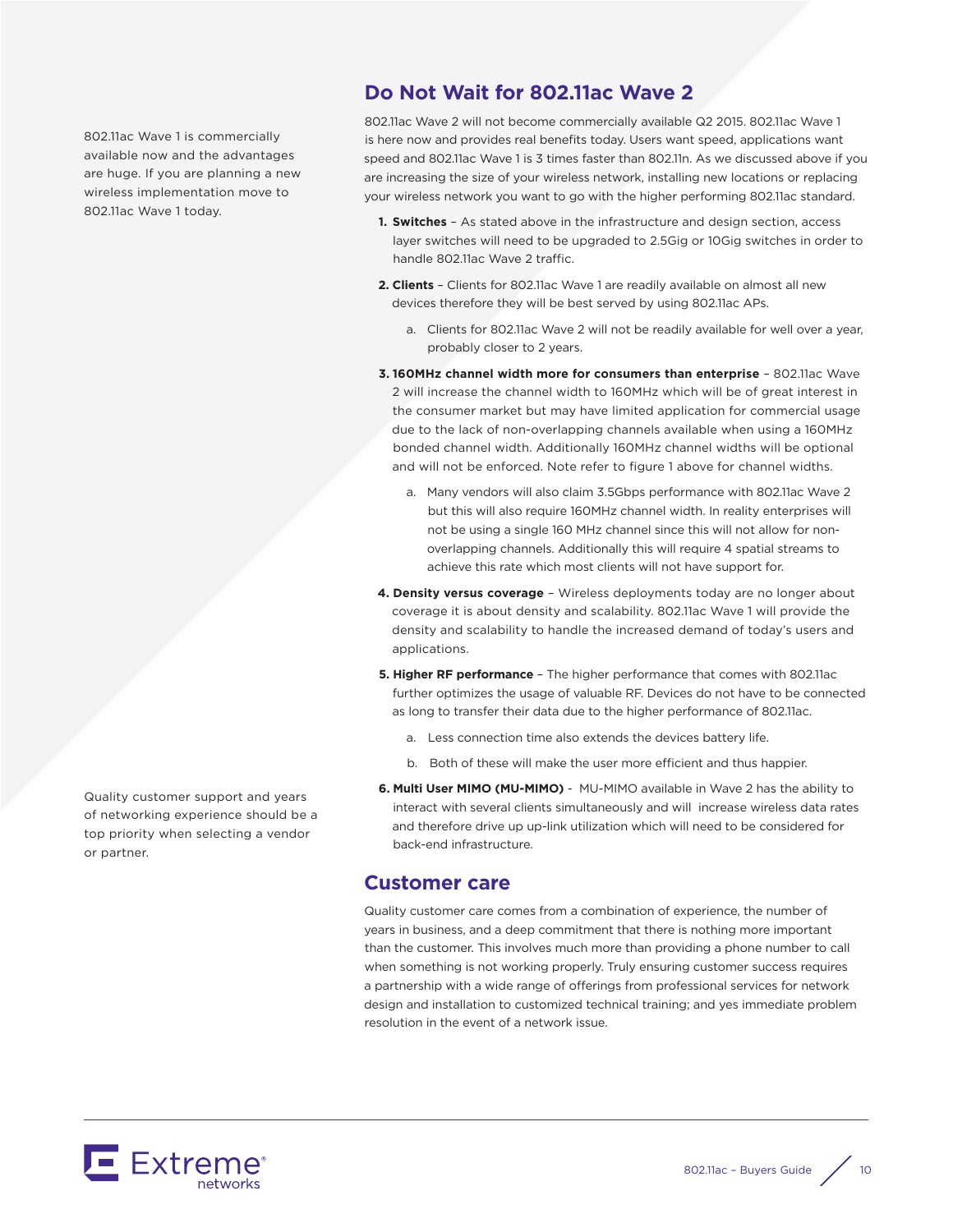802.11ac Wave 1 is commercially available now and the advantages are huge. If you are planning a new wireless implementation move to 802.11ac Wave 1 today.

## Do Not Wait for 802.11ac Wave 2

802.11ac Wave 2 will not become commercially available Q2 2015. 802.11ac Wave 1 is here now and provides real benefits today. Users want speed, applications want speed and 802.11ac Wave 1 is 3 times faster than 802.11n. As we discussed above if you are increasing the size of your wireless network, installing new locations or replacing your wireless network you want to go with the higher performing 802.11ac standard.

1. **Switches** – As stated above in the infrastructure and design section, access layer switches will need to be upgraded to 2.5Gig or 10Gig switches in order to handle 802.11ac Wave 2 traffic.
2. **Clients** – Clients for 802.11ac Wave 1 are readily available on almost all new devices therefore they will be best served by using 802.11ac APs.
    a. Clients for 802.11ac Wave 2 will not be readily available for well over a year, probably closer to 2 years.
3. **160MHz channel width more for consumers than enterprise** – 802.11ac Wave 2 will increase the channel width to 160MHz which will be of great interest in the consumer market but may have limited application for commercial usage due to the lack of non-overlapping channels available when using a 160MHz bonded channel width. Additionally 160MHz channel widths will be optional and will not be enforced. Note refer to figure 1 above for channel widths.
    a. Many vendors will also claim 3.5Gbps performance with 802.11ac Wave 2 but this will also require 160MHz channel width. In reality enterprises will not be using a single 160 MHz channel since this will not allow for non-overlapping channels. Additionally this will require 4 spatial streams to achieve this rate which most clients will not have support for.
4. **Density versus coverage** – Wireless deployments today are no longer about coverage it is about density and scalability. 802.11ac Wave 1 will provide the density and scalability to handle the increased demand of today's users and applications.
5. **Higher RF performance** – The higher performance that comes with 802.11ac further optimizes the usage of valuable RF. Devices do not have to be connected as long to transfer their data due to the higher performance of 802.11ac.
    a. Less connection time also extends the devices battery life.
    b. Both of these will make the user more efficient and thus happier.
6. **Multi User MIMO (MU-MIMO)** - MU-MIMO available in Wave 2 has the ability to interact with several clients simultaneously and will increase wireless data rates and therefore drive up up-link utilization which will need to be considered for back-end infrastructure.

Quality customer support and years of networking experience should be a top priority when selecting a vendor or partner.

## Customer care

Quality customer care comes from a combination of experience, the number of years in business, and a deep commitment that there is nothing more important than the customer. This involves much more than providing a phone number to call when something is not working properly. Truly ensuring customer success requires a partnership with a wide range of offerings from professional services for network design and installation to customized technical training; and yes immediate problem resolution in the event of a network issue.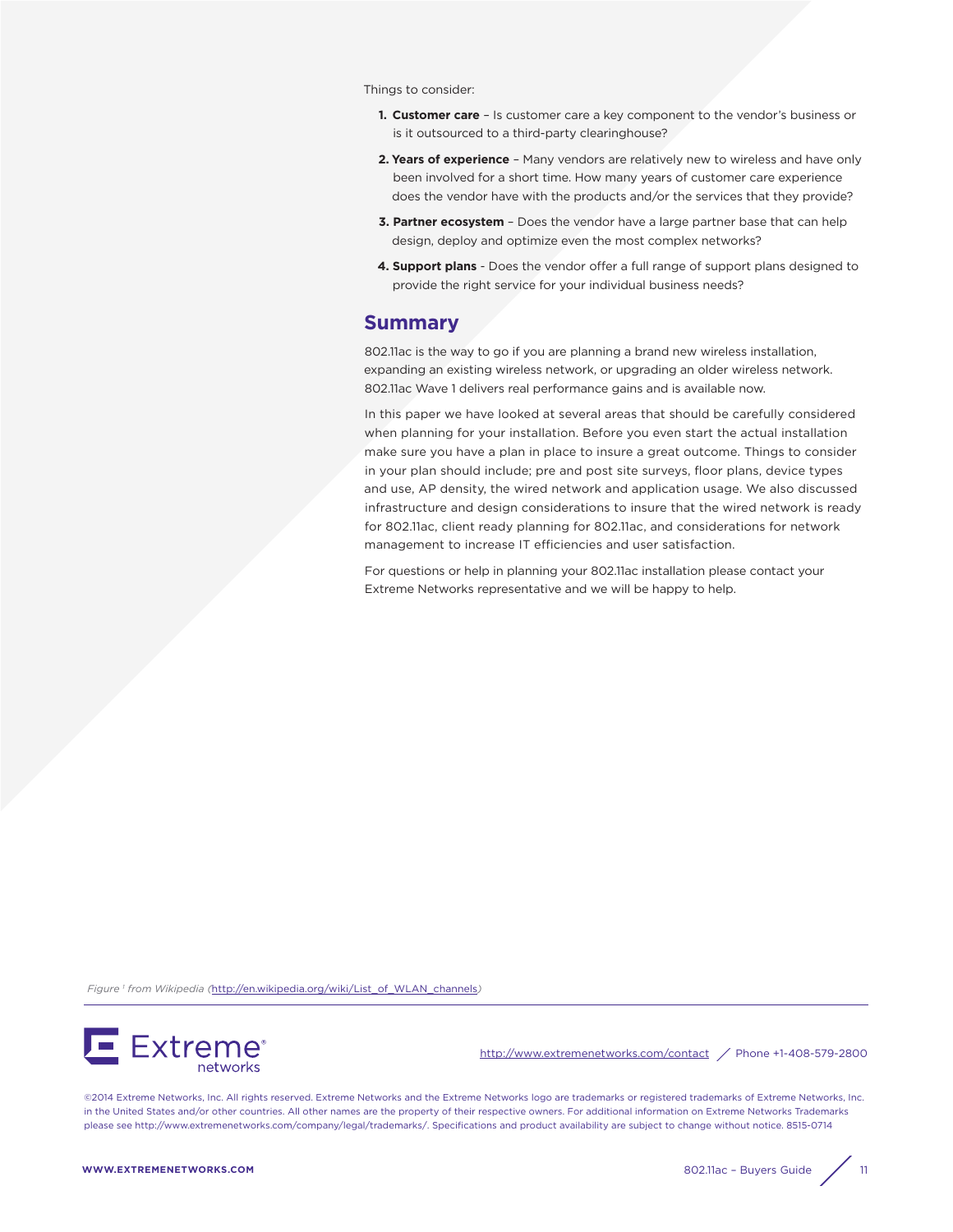Things to consider:

1. **Customer care** – Is customer care a key component to the vendor's business or is it outsourced to a third-party clearinghouse?
2. **Years of experience** – Many vendors are relatively new to wireless and have only been involved for a short time. How many years of customer care experience does the vendor have with the products and/or the services that they provide?
3. **Partner ecosystem** – Does the vendor have a large partner base that can help design, deploy and optimize even the most complex networks?
4. **Support plans** - Does the vendor offer a full range of support plans designed to provide the right service for your individual business needs?

## Summary

802.11ac is the way to go if you are planning a brand new wireless installation, expanding an existing wireless network, or upgrading an older wireless network. 802.11ac Wave 1 delivers real performance gains and is available now.

In this paper we have looked at several areas that should be carefully considered when planning for your installation. Before you even start the actual installation make sure you have a plan in place to insure a great outcome. Things to consider in your plan should include; pre and post site surveys, floor plans, device types and use, AP density, the wired network and application usage. We also discussed infrastructure and design considerations to insure that the wired network is ready for 802.11ac, client ready planning for 802.11ac, and considerations for network management to increase IT efficiencies and user satisfaction.

For questions or help in planning your 802.11ac installation please contact your Extreme Networks representative and we will be happy to help.

*Figure [1] from Wikipedia (http://en.wikipedia.org/wiki/List_of_WLAN_channels)*

Extreme networks

http://www.extremenetworks.com/contact / Phone +1-408-579-2800

©2014 Extreme Networks, Inc. All rights reserved. Extreme Networks and the Extreme Networks logo are trademarks or registered trademarks of Extreme Networks, Inc. in the United States and/or other countries. All other names are the property of their respective owners. For additional information on Extreme Networks Trademarks please see http://www.extremenetworks.com/company/legal/trademarks/. Specifications and product availability are subject to change without notice. 8515-0714